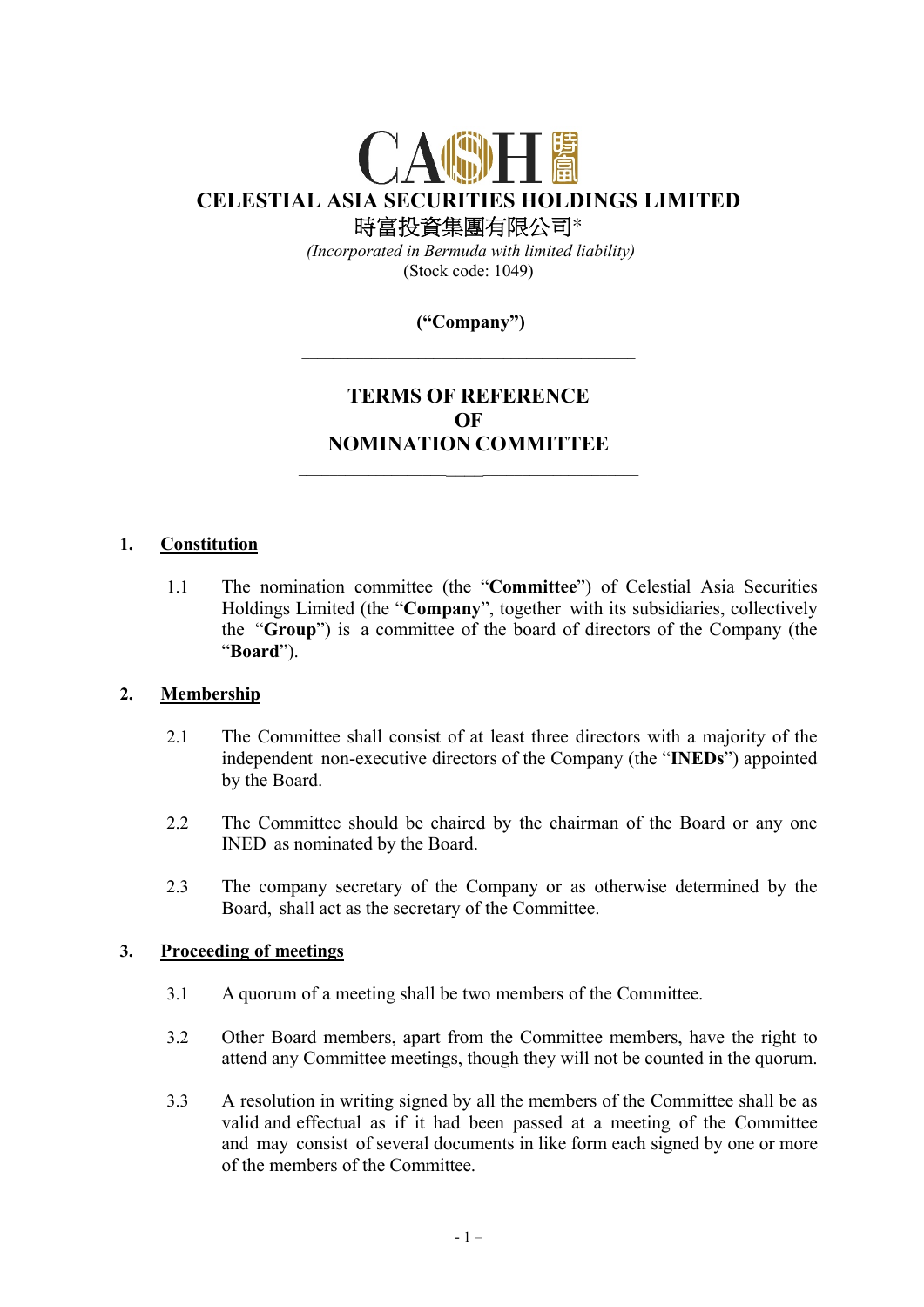**CELESTIAL ASIA SECURITIES HOLDINGS LIMITED**

時富投資集團有限公司*

*(Incorporated in Bermuda with limited liability)*

(Stock code: 1049)

**("Company")**

---

# TERMS OF REFERENCE OF NOMINATION COMMITTEE

---

## 1. Constitution

1.1 The nomination committee (the "**Committee**") of Celestial Asia Securities Holdings Limited (the "**Company**", together with its subsidiaries, collectively the "**Group**") is a committee of the board of directors of the Company (the "**Board**").

## 2. Membership

2.1 The Committee shall consist of at least three directors with a majority of the independent non-executive directors of the Company (the "**INEDs**") appointed by the Board.

2.2 The Committee should be chaired by the chairman of the Board or any one INED as nominated by the Board.

2.3 The company secretary of the Company or as otherwise determined by the Board, shall act as the secretary of the Committee.

## 3. Proceeding of meetings

3.1 A quorum of a meeting shall be two members of the Committee.

3.2 Other Board members, apart from the Committee members, have the right to attend any Committee meetings, though they will not be counted in the quorum.

3.3 A resolution in writing signed by all the members of the Committee shall be as valid and effectual as if it had been passed at a meeting of the Committee and may consist of several documents in like form each signed by one or more of the members of the Committee.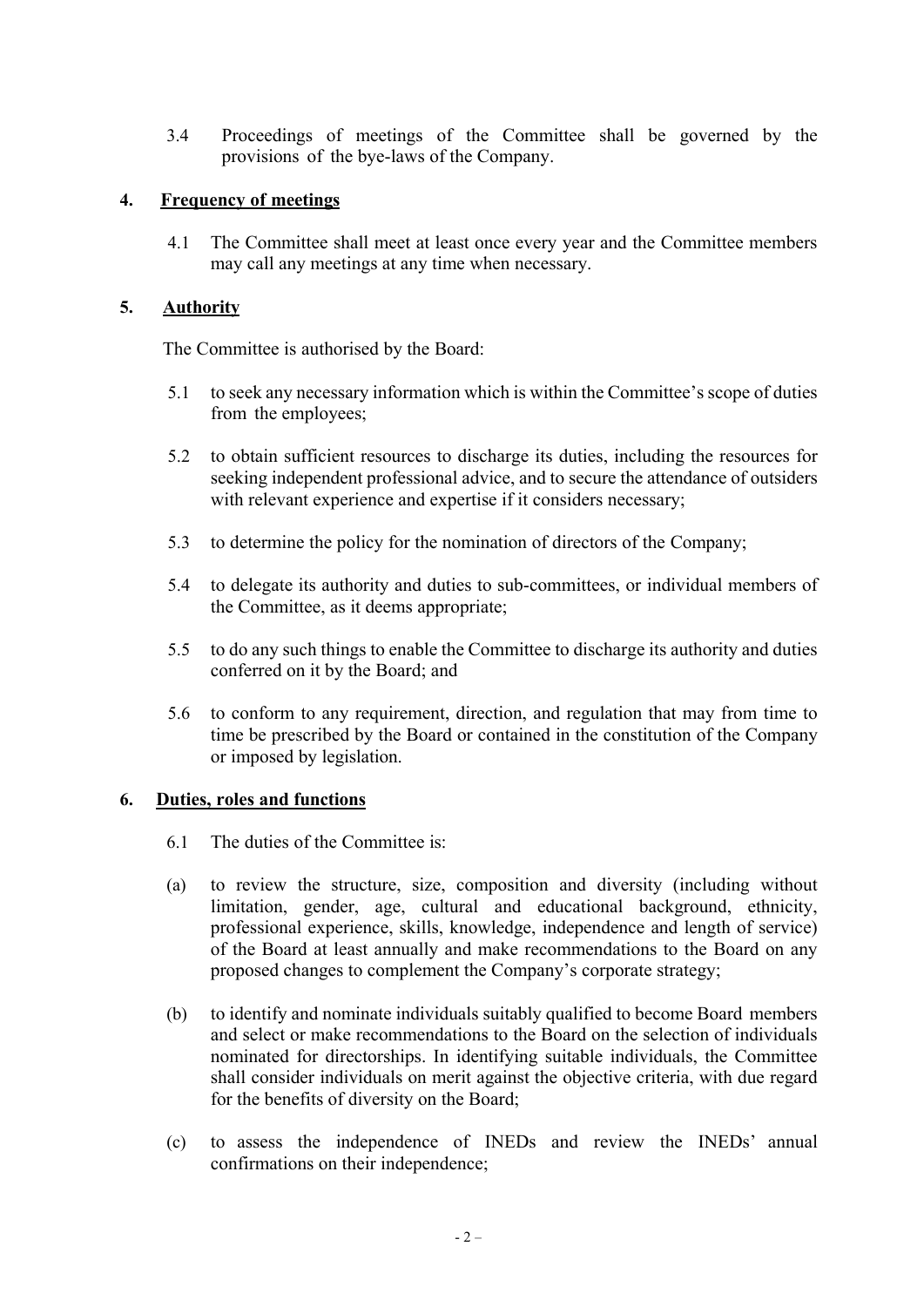3.4 Proceedings of meetings of the Committee shall be governed by the provisions of the bye-laws of the Company.

## 4. Frequency of meetings

4.1 The Committee shall meet at least once every year and the Committee members may call any meetings at any time when necessary.

## 5. Authority

The Committee is authorised by the Board:

5.1 to seek any necessary information which is within the Committee's scope of duties from the employees;

5.2 to obtain sufficient resources to discharge its duties, including the resources for seeking independent professional advice, and to secure the attendance of outsiders with relevant experience and expertise if it considers necessary;

5.3 to determine the policy for the nomination of directors of the Company;

5.4 to delegate its authority and duties to sub-committees, or individual members of the Committee, as it deems appropriate;

5.5 to do any such things to enable the Committee to discharge its authority and duties conferred on it by the Board; and

5.6 to conform to any requirement, direction, and regulation that may from time to time be prescribed by the Board or contained in the constitution of the Company or imposed by legislation.

## 6. Duties, roles and functions

6.1 The duties of the Committee is:

(a) to review the structure, size, composition and diversity (including without limitation, gender, age, cultural and educational background, ethnicity, professional experience, skills, knowledge, independence and length of service) of the Board at least annually and make recommendations to the Board on any proposed changes to complement the Company's corporate strategy;

(b) to identify and nominate individuals suitably qualified to become Board members and select or make recommendations to the Board on the selection of individuals nominated for directorships. In identifying suitable individuals, the Committee shall consider individuals on merit against the objective criteria, with due regard for the benefits of diversity on the Board;

(c) to assess the independence of INEDs and review the INEDs' annual confirmations on their independence;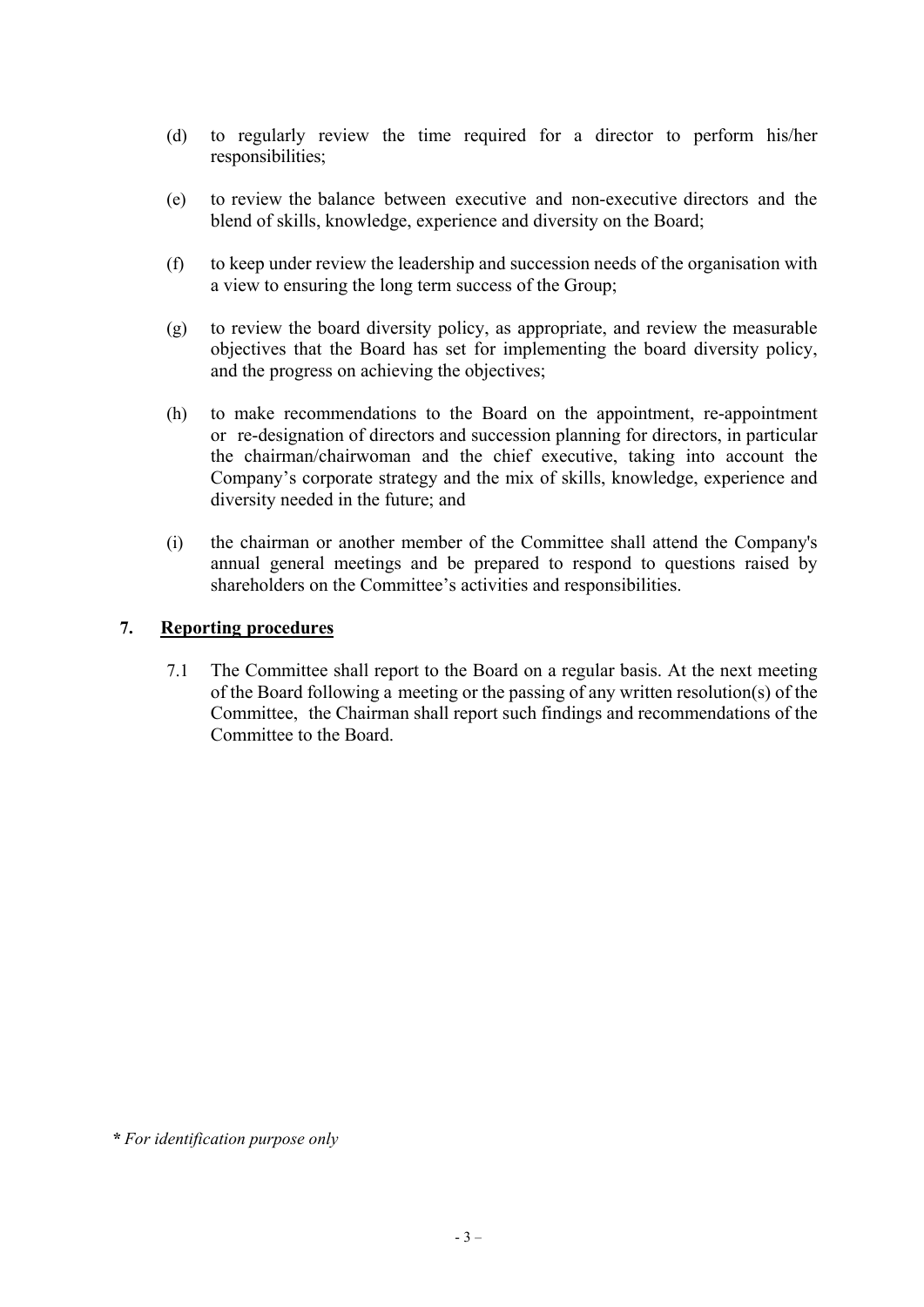(d) to regularly review the time required for a director to perform his/her responsibilities;

(e) to review the balance between executive and non-executive directors and the blend of skills, knowledge, experience and diversity on the Board;

(f) to keep under review the leadership and succession needs of the organisation with a view to ensuring the long term success of the Group;

(g) to review the board diversity policy, as appropriate, and review the measurable objectives that the Board has set for implementing the board diversity policy, and the progress on achieving the objectives;

(h) to make recommendations to the Board on the appointment, re-appointment or re-designation of directors and succession planning for directors, in particular the chairman/chairwoman and the chief executive, taking into account the Company's corporate strategy and the mix of skills, knowledge, experience and diversity needed in the future; and

(i) the chairman or another member of the Committee shall attend the Company's annual general meetings and be prepared to respond to questions raised by shareholders on the Committee's activities and responsibilities.

## 7. Reporting procedures

7.1 The Committee shall report to the Board on a regular basis. At the next meeting of the Board following a meeting or the passing of any written resolution(s) of the Committee, the Chairman shall report such findings and recommendations of the Committee to the Board.

**\*** *For identification purpose only*